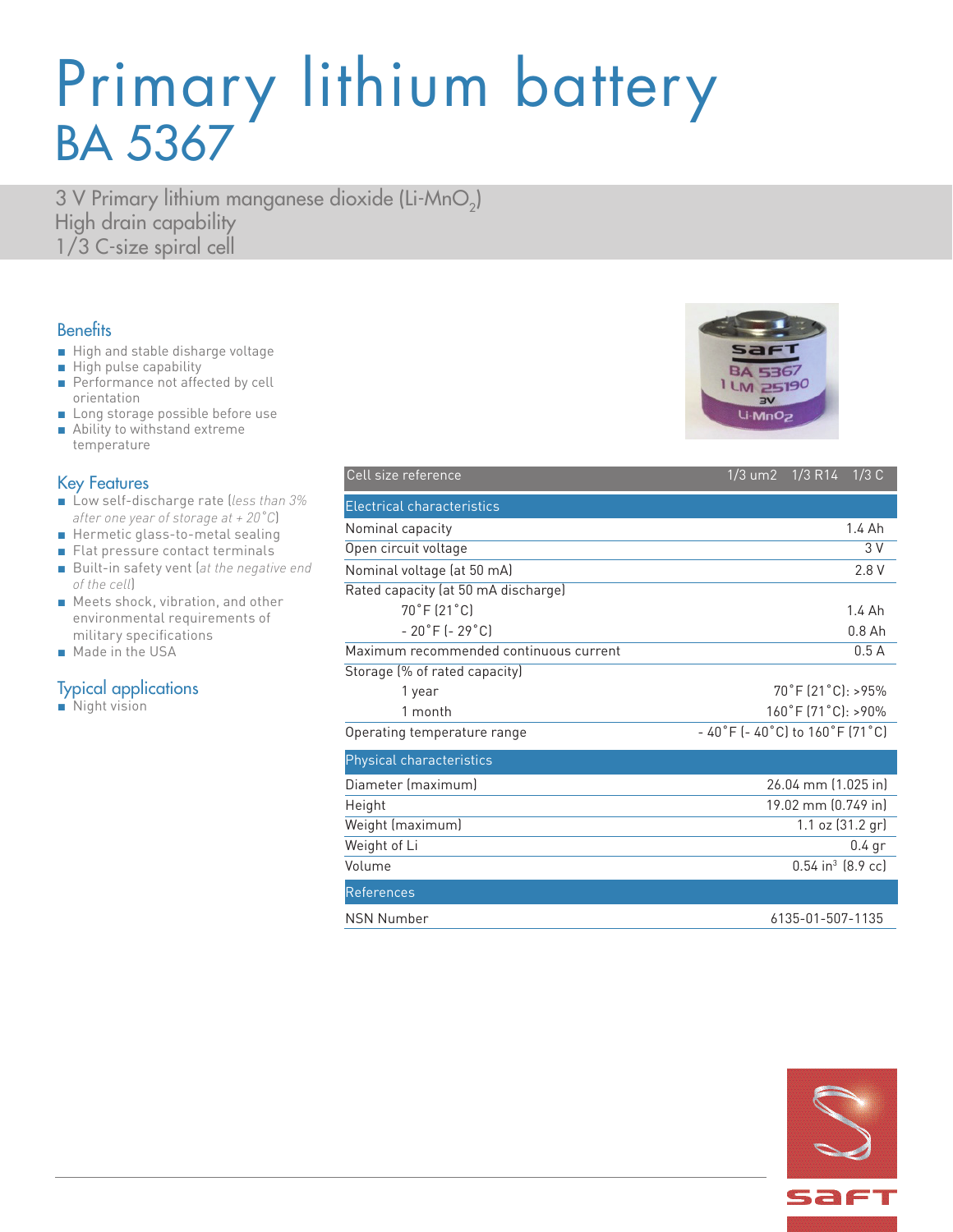# Primary lithium battery
# BA 5367

3 V Primary lithium manganese dioxide (Li-$MnO_2$)
High drain capability
1/3 C-size spiral cell

## Benefits

- High and stable discharge voltage
- High pulse capability
- Performance not affected by cell orientation
- Long storage possible before use
- Ability to withstand extreme temperature

## Key Features

- Low self-discharge rate (*less than 3% after one year of storage at + 20°C*)
- Hermetic glass-to-metal sealing
- Flat pressure contact terminals
- Built-in safety vent (*at the negative end of the cell*)
- Meets shock, vibration, and other environmental requirements of military specifications
- Made in the USA

## Typical applications

- Night vision

| Cell size reference | 1/3 um2 1/3 R14 1/3 C |
|---|---|
| **Electrical characteristics** | |
| Nominal capacity | 1.4 Ah |
| Open circuit voltage | 3 V |
| Nominal voltage (at 50 mA) | 2.8 V |
| Rated capacity (at 50 mA discharge) | |
| 70°F (21°C) | 1.4 Ah |
| - 20°F (- 29°C) | 0.8 Ah |
| Maximum recommended continuous current | 0.5 A |
| Storage (% of rated capacity) | |
| 1 year | 70°F (21°C): >95% |
| 1 month | 160°F (71°C): >90% |
| Operating temperature range | - 40°F (- 40°C) to 160°F (71°C) |
| **Physical characteristics** | |
| Diameter (maximum) | 26.04 mm (1.025 in) |
| Height | 19.02 mm (0.749 in) |
| Weight (maximum) | 1.1 oz (31.2 gr) |
| Weight of Li | 0.4 gr |
| Volume | 0.54 in³ (8.9 cc) |
| **References** | |
| NSN Number | 6135-01-507-1135 |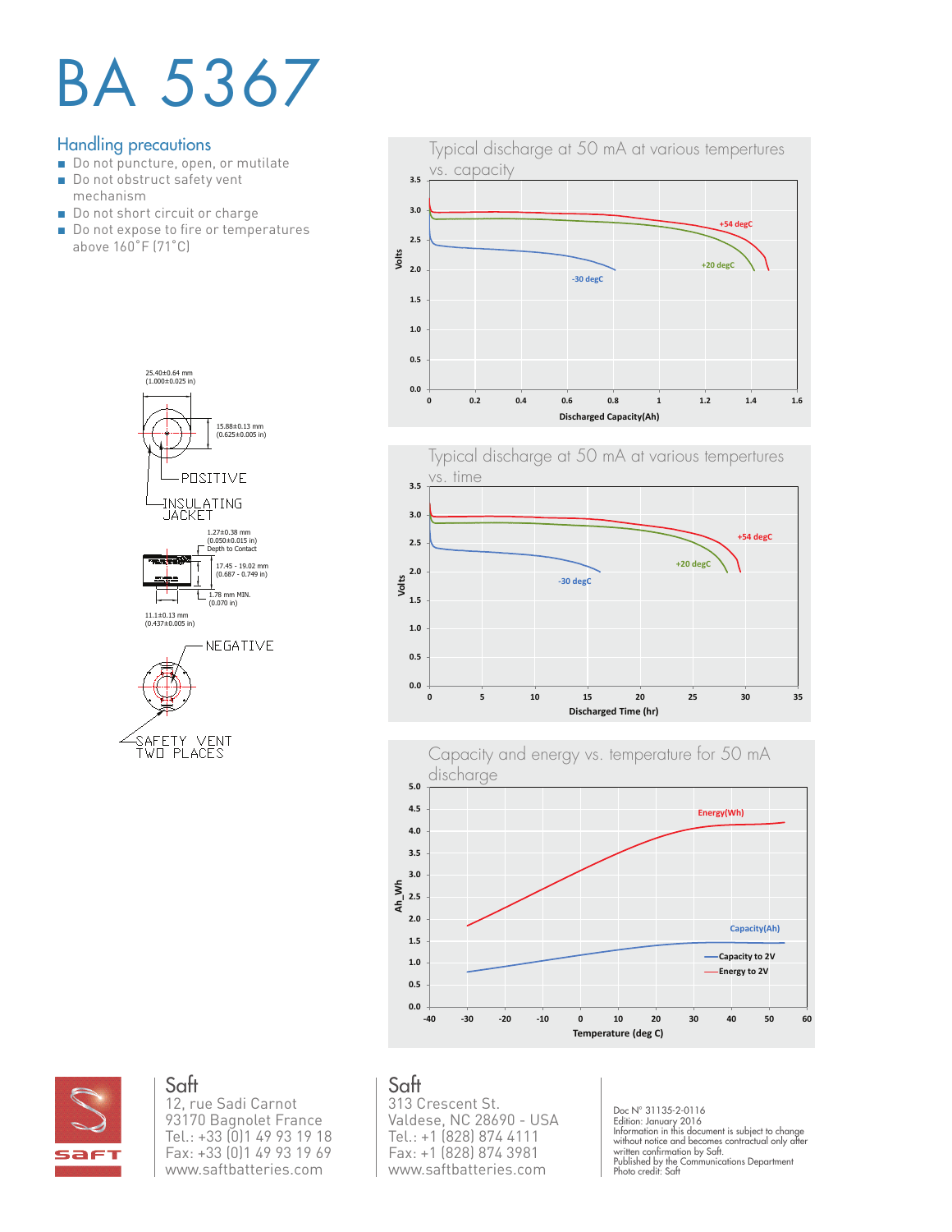# BA 5367

## Handling precautions

- Do not puncture, open, or mutilate
- Do not obstruct safety vent mechanism
- Do not short circuit or charge
- Do not expose to fire or temperatures above 160°F (71°C)

25.40±0.64 mm
(1.000±0.025 in)

15.88±0.13 mm
(0.625±0.005 in)

POSITIVE

INSULATING JACKET

1.27±0.38 mm
(0.050±0.015 in)
Depth to Contact

17.45 - 19.02 mm
(0.687 - 0.749 in)

1.78 mm MIN.
(0.070 in)

11.1±0.13 mm
(0.437±0.005 in)

NEGATIVE

SAFETY VENT
TWO PLACES

### Typical discharge at 50 mA at various tempertures vs. capacity

Volts
3.5
3.0
2.5
2.0
1.5
1.0
0.5
0.0

0
0.2
0.4
0.6
0.8
1
1.2
1.4
1.6

Discharged Capacity(Ah)

+54 degC
+20 degC
-30 degC

### Typical discharge at 50 mA at various tempertures vs. time

Volts
3.5
3.0
2.5
2.0
1.5
1.0
0.5
0.0

0
5
10
15
20
25
30
35

Discharged Time (hr)

+54 degC
+20 degC
-30 degC

### Capacity and energy vs. temperature for 50 mA discharge

Ah_Wh
5.0
4.5
4.0
3.5
3.0
2.5
2.0
1.5
1.0
0.5
0.0

-40
-30
-20
-10
0
10
20
30
40
50
60

Temperature (deg C)

Energy(Wh)
Capacity(Ah)
Capacity to 2V
Energy to 2V

Saft
12, rue Sadi Carnot
93170 Bagnolet France
Tel.: +33 (0)1 49 93 19 18
Fax: +33 (0)1 49 93 19 69
www.saftbatteries.com

Saft
313 Crescent St.
Valdese, NC 28690 - USA
Tel.: +1 (828) 874 4111
Fax: +1 (828) 874 3981
www.saftbatteries.com

Doc N° 31135-2-0116
Edition: January 2016
Information in this document is subject to change without notice and becomes contractual only after written confirmation by Saft.
Published by the Communications Department
Photo credit: Saft